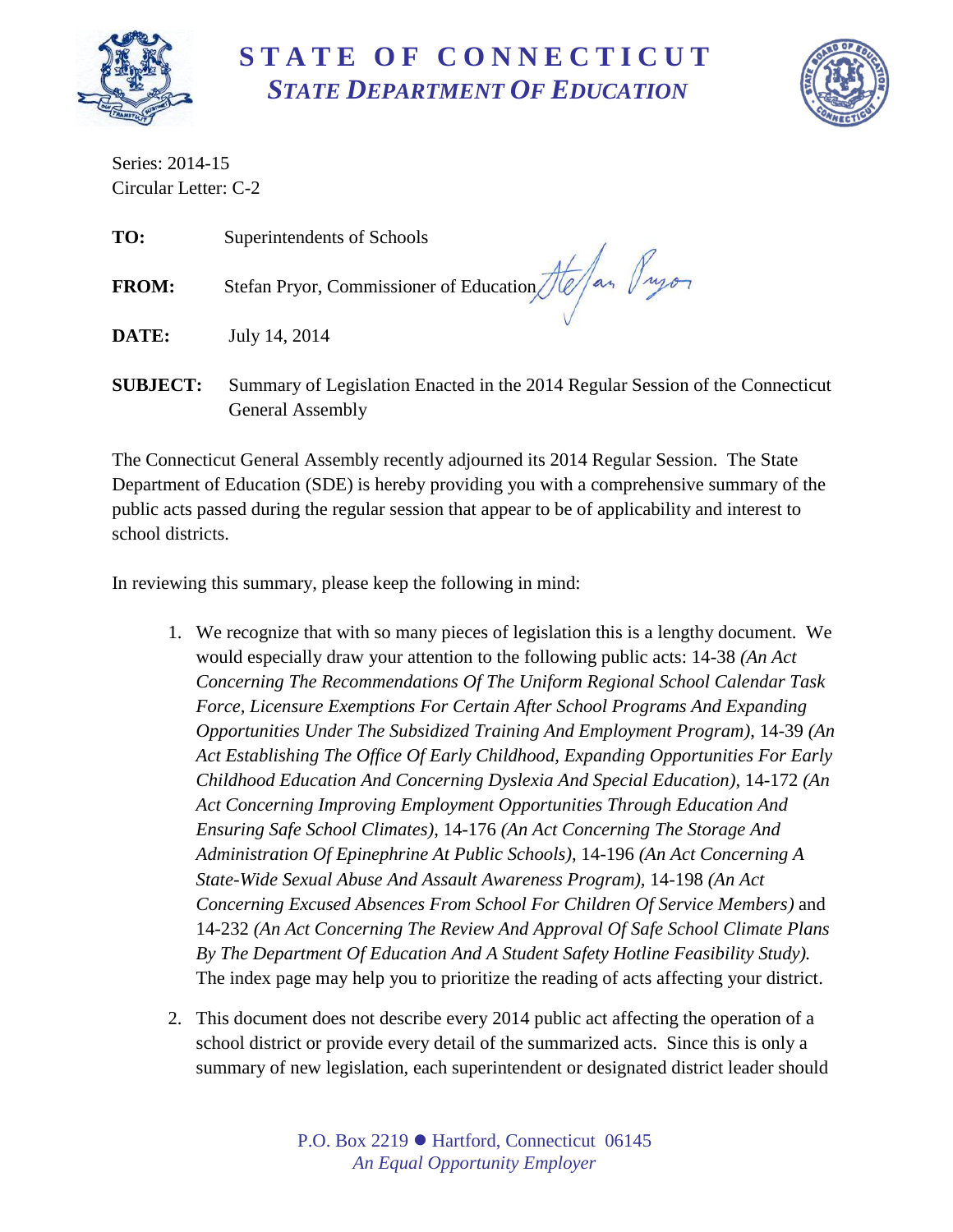# STATE OF CONNECTICUT
## *STATE DEPARTMENT OF EDUCATION*

Series: 2014-15
Circular Letter: C-2

**TO:** Superintendents of Schools

**FROM:** Stefan Pryor, Commissioner of Education

**DATE:** July 14, 2014

**SUBJECT:** Summary of Legislation Enacted in the 2014 Regular Session of the Connecticut General Assembly

The Connecticut General Assembly recently adjourned its 2014 Regular Session. The State Department of Education (SDE) is hereby providing you with a comprehensive summary of the public acts passed during the regular session that appear to be of applicability and interest to school districts.

In reviewing this summary, please keep the following in mind:

1. We recognize that with so many pieces of legislation this is a lengthy document. We would especially draw your attention to the following public acts: 14-38 *(An Act Concerning The Recommendations Of The Uniform Regional School Calendar Task Force, Licensure Exemptions For Certain After School Programs And Expanding Opportunities Under The Subsidized Training And Employment Program)*, 14-39 *(An Act Establishing The Office Of Early Childhood, Expanding Opportunities For Early Childhood Education And Concerning Dyslexia And Special Education)*, 14-172 *(An Act Concerning Improving Employment Opportunities Through Education And Ensuring Safe School Climates)*, 14-176 *(An Act Concerning The Storage And Administration Of Epinephrine At Public Schools)*, 14-196 *(An Act Concerning A State-Wide Sexual Abuse And Assault Awareness Program)*, 14-198 *(An Act Concerning Excused Absences From School For Children Of Service Members)* and 14-232 *(An Act Concerning The Review And Approval Of Safe School Climate Plans By The Department Of Education And A Student Safety Hotline Feasibility Study).* The index page may help you to prioritize the reading of acts affecting your district.

2. This document does not describe every 2014 public act affecting the operation of a school district or provide every detail of the summarized acts. Since this is only a summary of new legislation, each superintendent or designated district leader should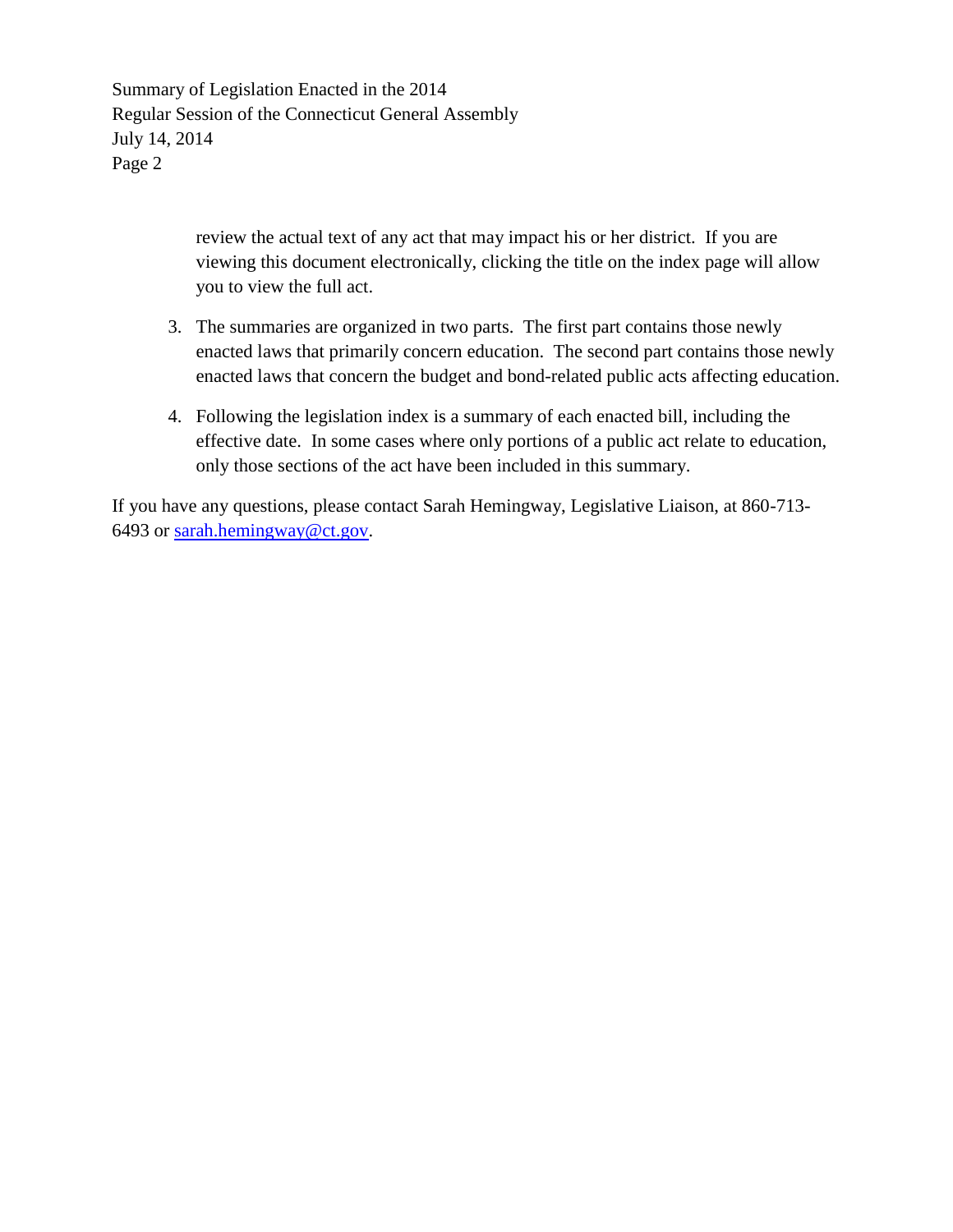review the actual text of any act that may impact his or her district. If you are viewing this document electronically, clicking the title on the index page will allow you to view the full act.

3. The summaries are organized in two parts. The first part contains those newly enacted laws that primarily concern education. The second part contains those newly enacted laws that concern the budget and bond-related public acts affecting education.

4. Following the legislation index is a summary of each enacted bill, including the effective date. In some cases where only portions of a public act relate to education, only those sections of the act have been included in this summary.

If you have any questions, please contact Sarah Hemingway, Legislative Liaison, at 860-713-6493 or sarah.hemingway@ct.gov.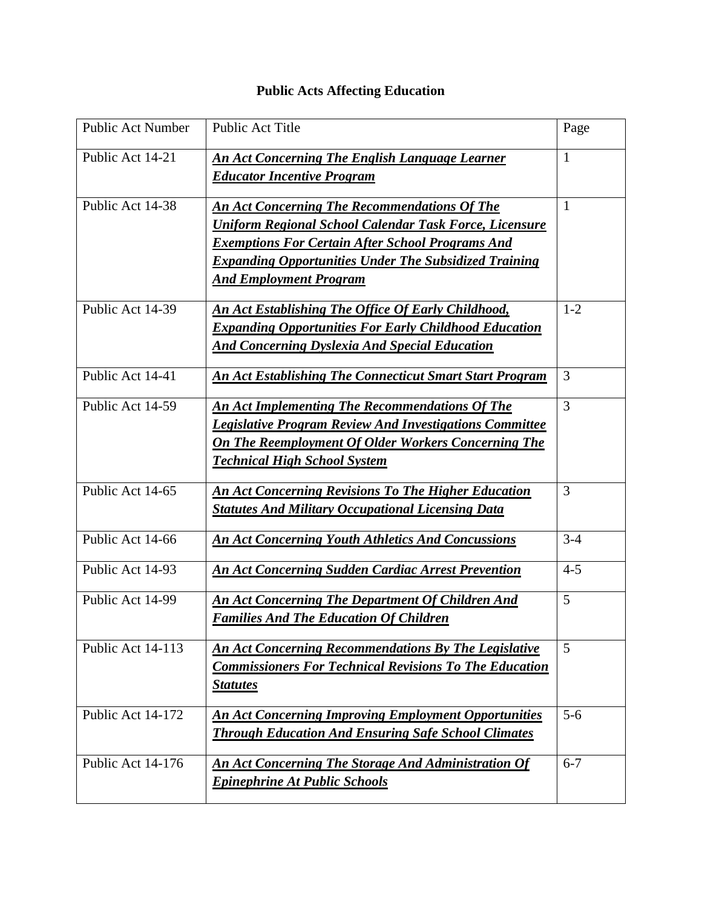# Public Acts Affecting Education

| Public Act Number | Public Act Title | Page |
|---|---|---|
| Public Act 14-21 | ***An Act Concerning The English Language Learner Educator Incentive Program*** | 1 |
| Public Act 14-38 | ***An Act Concerning The Recommendations Of The Uniform Regional School Calendar Task Force, Licensure Exemptions For Certain After School Programs And Expanding Opportunities Under The Subsidized Training And Employment Program*** | 1 |
| Public Act 14-39 | ***An Act Establishing The Office Of Early Childhood, Expanding Opportunities For Early Childhood Education And Concerning Dyslexia And Special Education*** | 1-2 |
| Public Act 14-41 | ***An Act Establishing The Connecticut Smart Start Program*** | 3 |
| Public Act 14-59 | ***An Act Implementing The Recommendations Of The Legislative Program Review And Investigations Committee On The Reemployment Of Older Workers Concerning The Technical High School System*** | 3 |
| Public Act 14-65 | ***An Act Concerning Revisions To The Higher Education Statutes And Military Occupational Licensing Data*** | 3 |
| Public Act 14-66 | ***An Act Concerning Youth Athletics And Concussions*** | 3-4 |
| Public Act 14-93 | ***An Act Concerning Sudden Cardiac Arrest Prevention*** | 4-5 |
| Public Act 14-99 | ***An Act Concerning The Department Of Children And Families And The Education Of Children*** | 5 |
| Public Act 14-113 | ***An Act Concerning Recommendations By The Legislative Commissioners For Technical Revisions To The Education Statutes*** | 5 |
| Public Act 14-172 | ***An Act Concerning Improving Employment Opportunities Through Education And Ensuring Safe School Climates*** | 5-6 |
| Public Act 14-176 | ***An Act Concerning The Storage And Administration Of Epinephrine At Public Schools*** | 6-7 |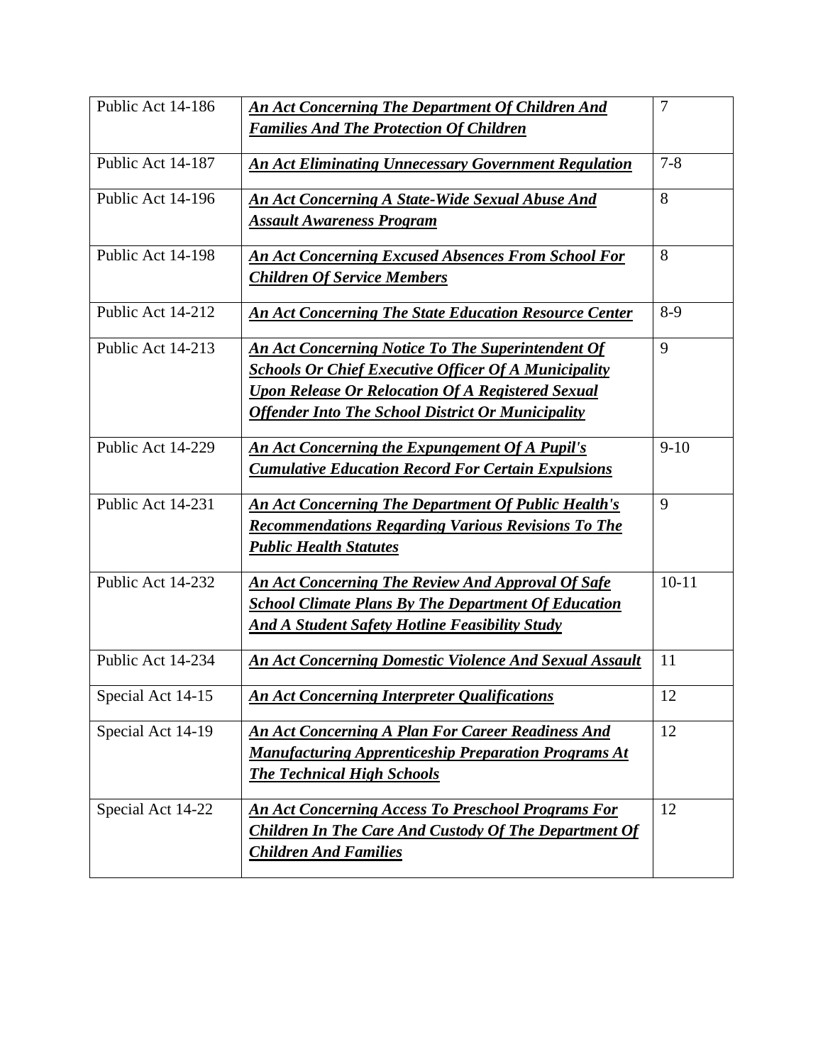| | | |
|---|---|---|
| Public Act 14-186 | ***An Act Concerning The Department Of Children And Families And The Protection Of Children*** | 7 |
| Public Act 14-187 | ***An Act Eliminating Unnecessary Government Regulation*** | 7-8 |
| Public Act 14-196 | ***An Act Concerning A State-Wide Sexual Abuse And Assault Awareness Program*** | 8 |
| Public Act 14-198 | ***An Act Concerning Excused Absences From School For Children Of Service Members*** | 8 |
| Public Act 14-212 | ***An Act Concerning The State Education Resource Center*** | 8-9 |
| Public Act 14-213 | ***An Act Concerning Notice To The Superintendent Of Schools Or Chief Executive Officer Of A Municipality Upon Release Or Relocation Of A Registered Sexual Offender Into The School District Or Municipality*** | 9 |
| Public Act 14-229 | ***An Act Concerning the Expungement Of A Pupil's Cumulative Education Record For Certain Expulsions*** | 9-10 |
| Public Act 14-231 | ***An Act Concerning The Department Of Public Health's Recommendations Regarding Various Revisions To The Public Health Statutes*** | 9 |
| Public Act 14-232 | ***An Act Concerning The Review And Approval Of Safe School Climate Plans By The Department Of Education And A Student Safety Hotline Feasibility Study*** | 10-11 |
| Public Act 14-234 | ***An Act Concerning Domestic Violence And Sexual Assault*** | 11 |
| Special Act 14-15 | ***An Act Concerning Interpreter Qualifications*** | 12 |
| Special Act 14-19 | ***An Act Concerning A Plan For Career Readiness And Manufacturing Apprenticeship Preparation Programs At The Technical High Schools*** | 12 |
| Special Act 14-22 | ***An Act Concerning Access To Preschool Programs For Children In The Care And Custody Of The Department Of Children And Families*** | 12 |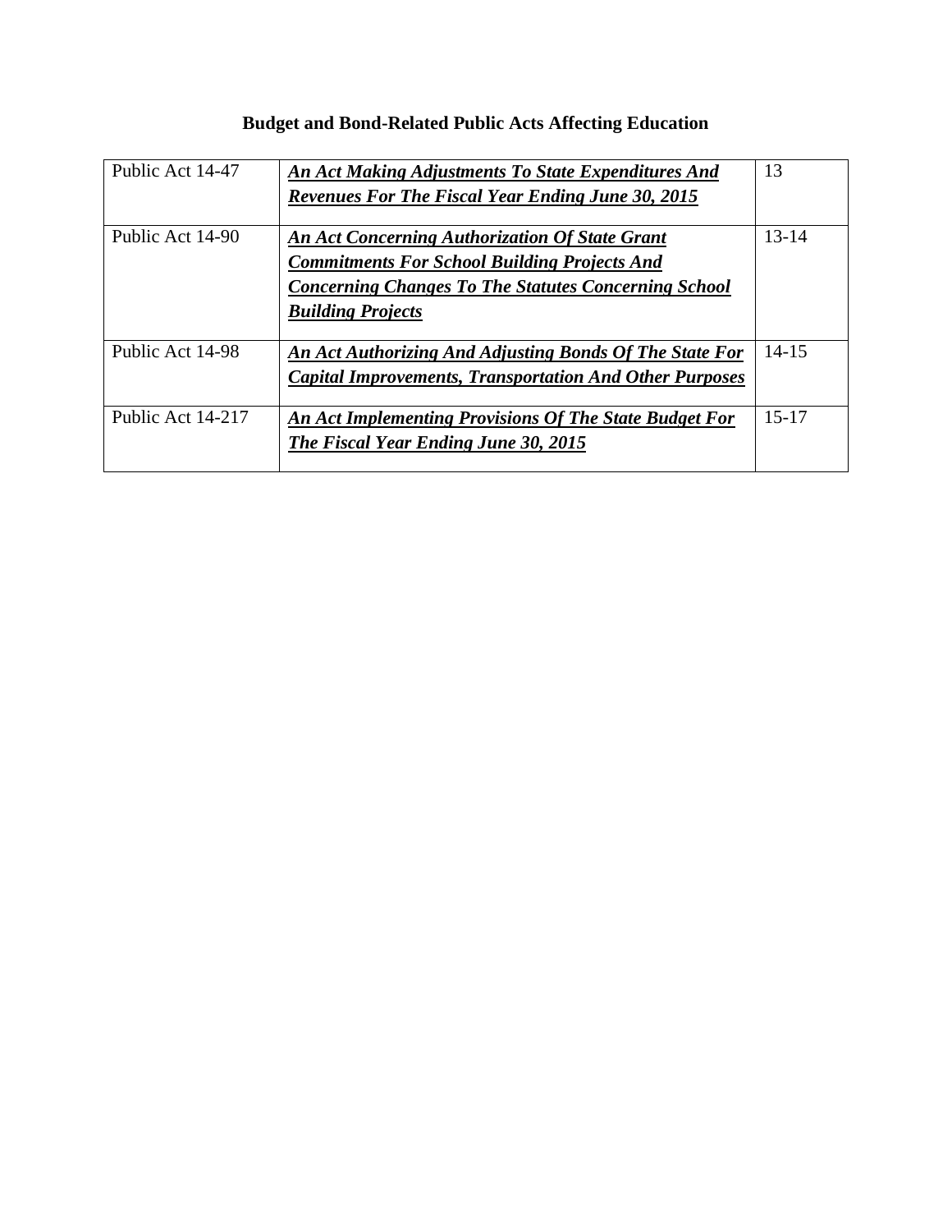## Budget and Bond-Related Public Acts Affecting Education

| | | |
|---|---|---|
| Public Act 14-47 | ***An Act Making Adjustments To State Expenditures And Revenues For The Fiscal Year Ending June 30, 2015*** | 13 |
| Public Act 14-90 | ***An Act Concerning Authorization Of State Grant Commitments For School Building Projects And Concerning Changes To The Statutes Concerning School Building Projects*** | 13-14 |
| Public Act 14-98 | ***An Act Authorizing And Adjusting Bonds Of The State For Capital Improvements, Transportation And Other Purposes*** | 14-15 |
| Public Act 14-217 | ***An Act Implementing Provisions Of The State Budget For The Fiscal Year Ending June 30, 2015*** | 15-17 |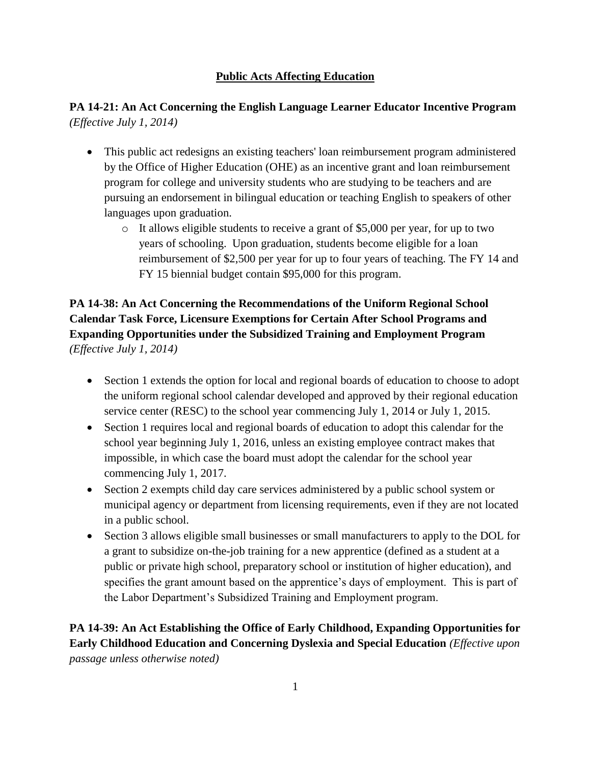## Public Acts Affecting Education

**PA 14-21: An Act Concerning the English Language Learner Educator Incentive Program** *(Effective July 1, 2014)*

- This public act redesigns an existing teachers' loan reimbursement program administered by the Office of Higher Education (OHE) as an incentive grant and loan reimbursement program for college and university students who are studying to be teachers and are pursuing an endorsement in bilingual education or teaching English to speakers of other languages upon graduation.
  - It allows eligible students to receive a grant of $5,000 per year, for up to two years of schooling. Upon graduation, students become eligible for a loan reimbursement of $2,500 per year for up to four years of teaching. The FY 14 and FY 15 biennial budget contain $95,000 for this program.

**PA 14-38: An Act Concerning the Recommendations of the Uniform Regional School Calendar Task Force, Licensure Exemptions for Certain After School Programs and Expanding Opportunities under the Subsidized Training and Employment Program** *(Effective July 1, 2014)*

- Section 1 extends the option for local and regional boards of education to choose to adopt the uniform regional school calendar developed and approved by their regional education service center (RESC) to the school year commencing July 1, 2014 or July 1, 2015.
- Section 1 requires local and regional boards of education to adopt this calendar for the school year beginning July 1, 2016, unless an existing employee contract makes that impossible, in which case the board must adopt the calendar for the school year commencing July 1, 2017.
- Section 2 exempts child day care services administered by a public school system or municipal agency or department from licensing requirements, even if they are not located in a public school.
- Section 3 allows eligible small businesses or small manufacturers to apply to the DOL for a grant to subsidize on-the-job training for a new apprentice (defined as a student at a public or private high school, preparatory school or institution of higher education), and specifies the grant amount based on the apprentice's days of employment. This is part of the Labor Department's Subsidized Training and Employment program.

**PA 14-39: An Act Establishing the Office of Early Childhood, Expanding Opportunities for Early Childhood Education and Concerning Dyslexia and Special Education** *(Effective upon passage unless otherwise noted)*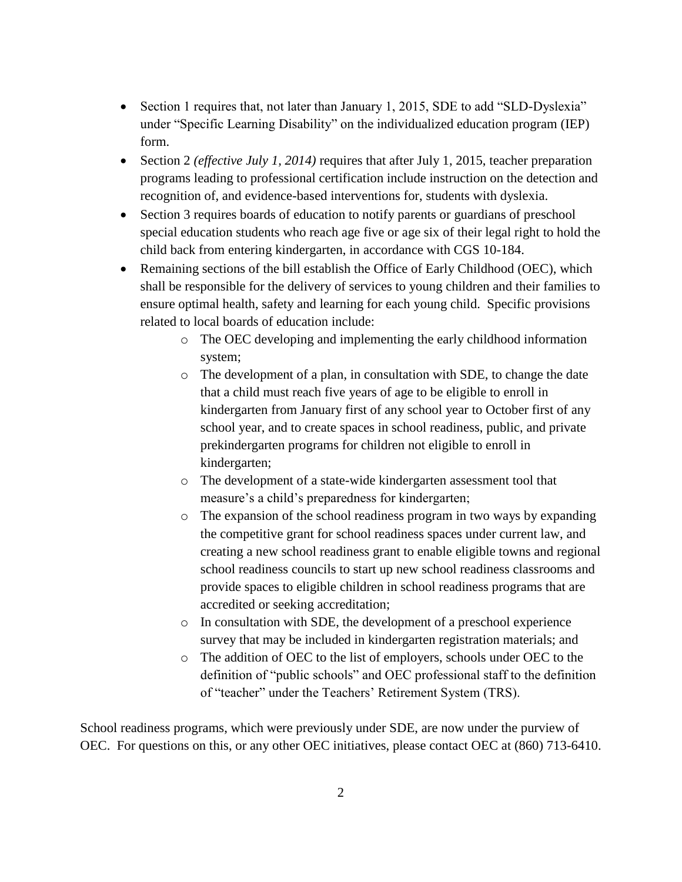- Section 1 requires that, not later than January 1, 2015, SDE to add "SLD-Dyslexia" under "Specific Learning Disability" on the individualized education program (IEP) form.
- Section 2 *(effective July 1, 2014)* requires that after July 1, 2015, teacher preparation programs leading to professional certification include instruction on the detection and recognition of, and evidence-based interventions for, students with dyslexia.
- Section 3 requires boards of education to notify parents or guardians of preschool special education students who reach age five or age six of their legal right to hold the child back from entering kindergarten, in accordance with CGS 10-184.
- Remaining sections of the bill establish the Office of Early Childhood (OEC), which shall be responsible for the delivery of services to young children and their families to ensure optimal health, safety and learning for each young child. Specific provisions related to local boards of education include:
  - The OEC developing and implementing the early childhood information system;
  - The development of a plan, in consultation with SDE, to change the date that a child must reach five years of age to be eligible to enroll in kindergarten from January first of any school year to October first of any school year, and to create spaces in school readiness, public, and private prekindergarten programs for children not eligible to enroll in kindergarten;
  - The development of a state-wide kindergarten assessment tool that measure's a child's preparedness for kindergarten;
  - The expansion of the school readiness program in two ways by expanding the competitive grant for school readiness spaces under current law, and creating a new school readiness grant to enable eligible towns and regional school readiness councils to start up new school readiness classrooms and provide spaces to eligible children in school readiness programs that are accredited or seeking accreditation;
  - In consultation with SDE, the development of a preschool experience survey that may be included in kindergarten registration materials; and
  - The addition of OEC to the list of employers, schools under OEC to the definition of "public schools" and OEC professional staff to the definition of "teacher" under the Teachers' Retirement System (TRS).

School readiness programs, which were previously under SDE, are now under the purview of OEC. For questions on this, or any other OEC initiatives, please contact OEC at (860) 713-6410.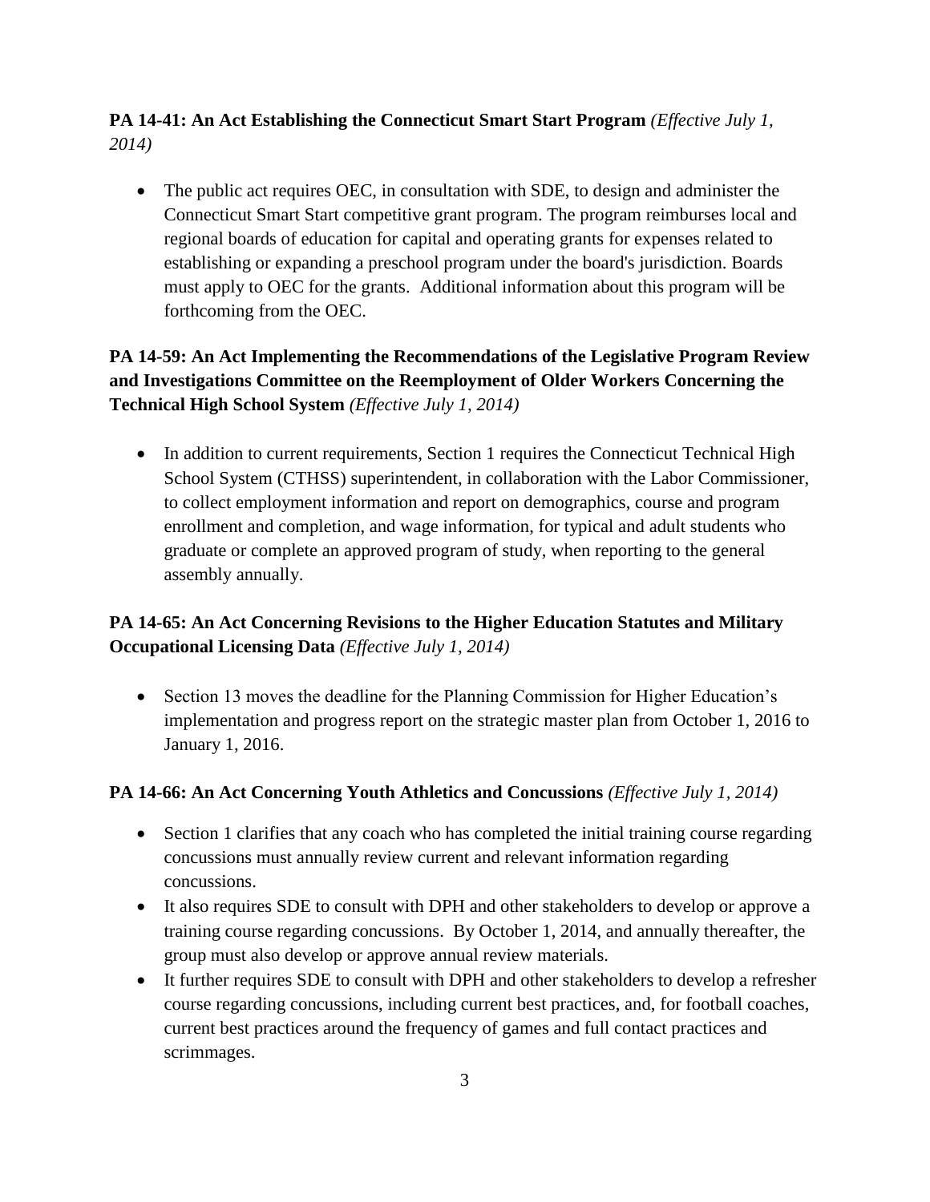**PA 14-41: An Act Establishing the Connecticut Smart Start Program** *(Effective July 1, 2014)*

- The public act requires OEC, in consultation with SDE, to design and administer the Connecticut Smart Start competitive grant program. The program reimburses local and regional boards of education for capital and operating grants for expenses related to establishing or expanding a preschool program under the board's jurisdiction. Boards must apply to OEC for the grants. Additional information about this program will be forthcoming from the OEC.

**PA 14-59: An Act Implementing the Recommendations of the Legislative Program Review and Investigations Committee on the Reemployment of Older Workers Concerning the Technical High School System** *(Effective July 1, 2014)*

- In addition to current requirements, Section 1 requires the Connecticut Technical High School System (CTHSS) superintendent, in collaboration with the Labor Commissioner, to collect employment information and report on demographics, course and program enrollment and completion, and wage information, for typical and adult students who graduate or complete an approved program of study, when reporting to the general assembly annually.

**PA 14-65: An Act Concerning Revisions to the Higher Education Statutes and Military Occupational Licensing Data** *(Effective July 1, 2014)*

- Section 13 moves the deadline for the Planning Commission for Higher Education's implementation and progress report on the strategic master plan from October 1, 2016 to January 1, 2016.

**PA 14-66: An Act Concerning Youth Athletics and Concussions** *(Effective July 1, 2014)*

- Section 1 clarifies that any coach who has completed the initial training course regarding concussions must annually review current and relevant information regarding concussions.
- It also requires SDE to consult with DPH and other stakeholders to develop or approve a training course regarding concussions. By October 1, 2014, and annually thereafter, the group must also develop or approve annual review materials.
- It further requires SDE to consult with DPH and other stakeholders to develop a refresher course regarding concussions, including current best practices, and, for football coaches, current best practices around the frequency of games and full contact practices and scrimmages.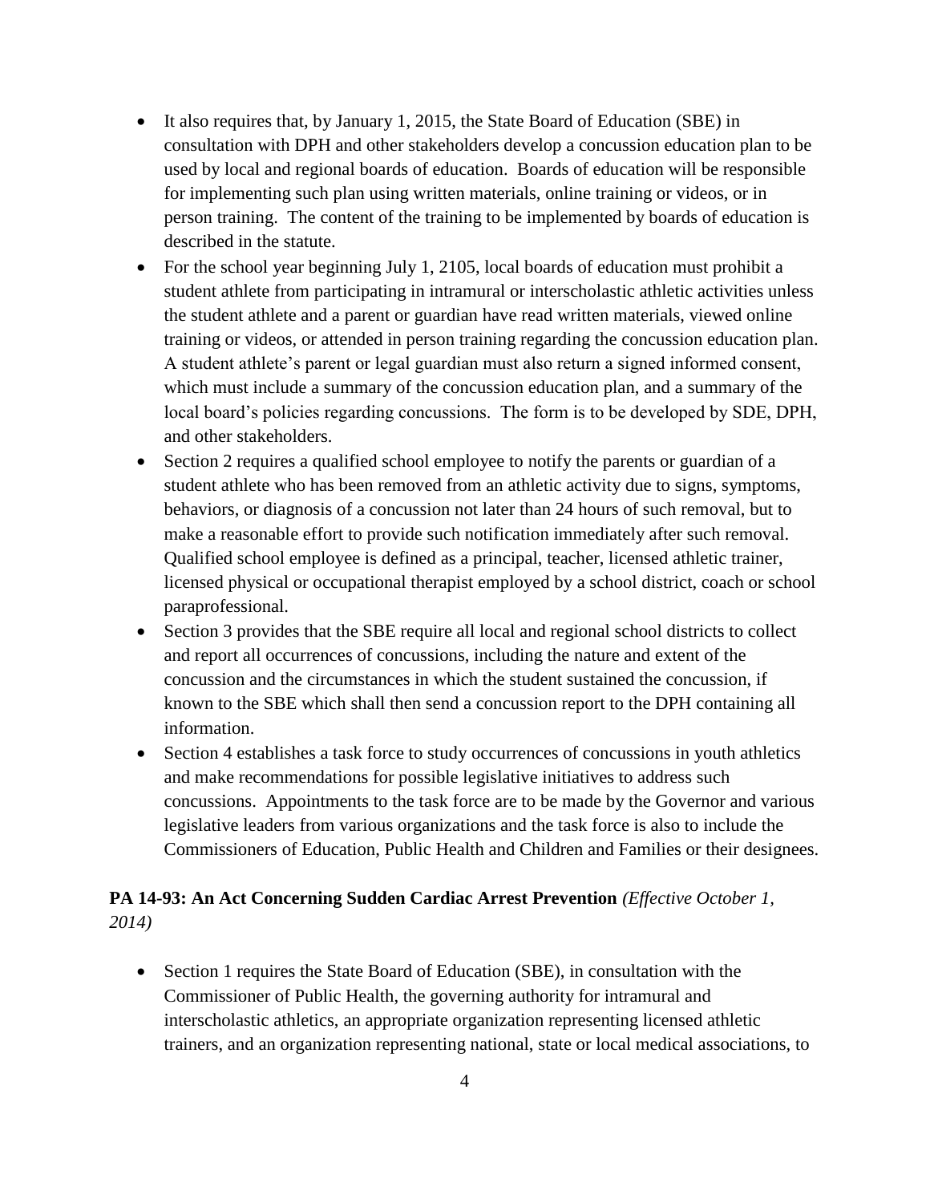- It also requires that, by January 1, 2015, the State Board of Education (SBE) in consultation with DPH and other stakeholders develop a concussion education plan to be used by local and regional boards of education. Boards of education will be responsible for implementing such plan using written materials, online training or videos, or in person training. The content of the training to be implemented by boards of education is described in the statute.
- For the school year beginning July 1, 2105, local boards of education must prohibit a student athlete from participating in intramural or interscholastic athletic activities unless the student athlete and a parent or guardian have read written materials, viewed online training or videos, or attended in person training regarding the concussion education plan. A student athlete's parent or legal guardian must also return a signed informed consent, which must include a summary of the concussion education plan, and a summary of the local board's policies regarding concussions. The form is to be developed by SDE, DPH, and other stakeholders.
- Section 2 requires a qualified school employee to notify the parents or guardian of a student athlete who has been removed from an athletic activity due to signs, symptoms, behaviors, or diagnosis of a concussion not later than 24 hours of such removal, but to make a reasonable effort to provide such notification immediately after such removal. Qualified school employee is defined as a principal, teacher, licensed athletic trainer, licensed physical or occupational therapist employed by a school district, coach or school paraprofessional.
- Section 3 provides that the SBE require all local and regional school districts to collect and report all occurrences of concussions, including the nature and extent of the concussion and the circumstances in which the student sustained the concussion, if known to the SBE which shall then send a concussion report to the DPH containing all information.
- Section 4 establishes a task force to study occurrences of concussions in youth athletics and make recommendations for possible legislative initiatives to address such concussions. Appointments to the task force are to be made by the Governor and various legislative leaders from various organizations and the task force is also to include the Commissioners of Education, Public Health and Children and Families or their designees.

**PA 14-93: An Act Concerning Sudden Cardiac Arrest Prevention** *(Effective October 1, 2014)*

- Section 1 requires the State Board of Education (SBE), in consultation with the Commissioner of Public Health, the governing authority for intramural and interscholastic athletics, an appropriate organization representing licensed athletic trainers, and an organization representing national, state or local medical associations, to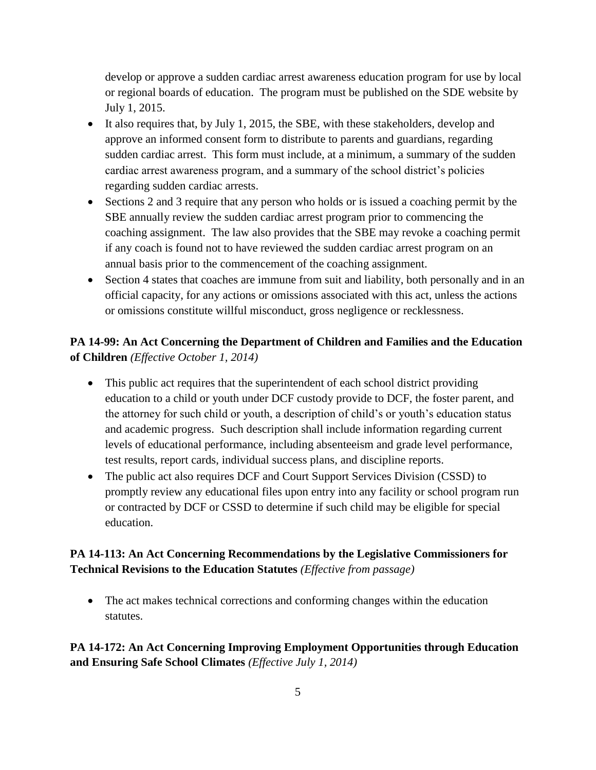develop or approve a sudden cardiac arrest awareness education program for use by local or regional boards of education. The program must be published on the SDE website by July 1, 2015.

- It also requires that, by July 1, 2015, the SBE, with these stakeholders, develop and approve an informed consent form to distribute to parents and guardians, regarding sudden cardiac arrest. This form must include, at a minimum, a summary of the sudden cardiac arrest awareness program, and a summary of the school district's policies regarding sudden cardiac arrests.
- Sections 2 and 3 require that any person who holds or is issued a coaching permit by the SBE annually review the sudden cardiac arrest program prior to commencing the coaching assignment. The law also provides that the SBE may revoke a coaching permit if any coach is found not to have reviewed the sudden cardiac arrest program on an annual basis prior to the commencement of the coaching assignment.
- Section 4 states that coaches are immune from suit and liability, both personally and in an official capacity, for any actions or omissions associated with this act, unless the actions or omissions constitute willful misconduct, gross negligence or recklessness.

**PA 14-99: An Act Concerning the Department of Children and Families and the Education of Children** *(Effective October 1, 2014)*

- This public act requires that the superintendent of each school district providing education to a child or youth under DCF custody provide to DCF, the foster parent, and the attorney for such child or youth, a description of child's or youth's education status and academic progress. Such description shall include information regarding current levels of educational performance, including absenteeism and grade level performance, test results, report cards, individual success plans, and discipline reports.
- The public act also requires DCF and Court Support Services Division (CSSD) to promptly review any educational files upon entry into any facility or school program run or contracted by DCF or CSSD to determine if such child may be eligible for special education.

**PA 14-113: An Act Concerning Recommendations by the Legislative Commissioners for Technical Revisions to the Education Statutes** *(Effective from passage)*

- The act makes technical corrections and conforming changes within the education statutes.

**PA 14-172: An Act Concerning Improving Employment Opportunities through Education and Ensuring Safe School Climates** *(Effective July 1, 2014)*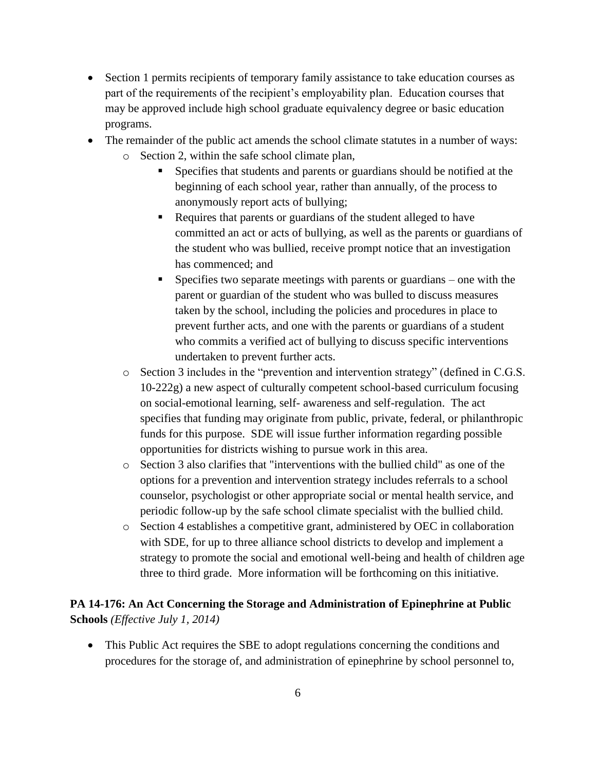- Section 1 permits recipients of temporary family assistance to take education courses as part of the requirements of the recipient's employability plan. Education courses that may be approved include high school graduate equivalency degree or basic education programs.
- The remainder of the public act amends the school climate statutes in a number of ways:
  - Section 2, within the safe school climate plan,
    - Specifies that students and parents or guardians should be notified at the beginning of each school year, rather than annually, of the process to anonymously report acts of bullying;
    - Requires that parents or guardians of the student alleged to have committed an act or acts of bullying, as well as the parents or guardians of the student who was bullied, receive prompt notice that an investigation has commenced; and
    - Specifies two separate meetings with parents or guardians – one with the parent or guardian of the student who was bulled to discuss measures taken by the school, including the policies and procedures in place to prevent further acts, and one with the parents or guardians of a student who commits a verified act of bullying to discuss specific interventions undertaken to prevent further acts.
  - Section 3 includes in the "prevention and intervention strategy" (defined in C.G.S. 10-222g) a new aspect of culturally competent school-based curriculum focusing on social-emotional learning, self- awareness and self-regulation. The act specifies that funding may originate from public, private, federal, or philanthropic funds for this purpose. SDE will issue further information regarding possible opportunities for districts wishing to pursue work in this area.
  - Section 3 also clarifies that "interventions with the bullied child" as one of the options for a prevention and intervention strategy includes referrals to a school counselor, psychologist or other appropriate social or mental health service, and periodic follow-up by the safe school climate specialist with the bullied child.
  - Section 4 establishes a competitive grant, administered by OEC in collaboration with SDE, for up to three alliance school districts to develop and implement a strategy to promote the social and emotional well-being and health of children age three to third grade. More information will be forthcoming on this initiative.

**PA 14-176: An Act Concerning the Storage and Administration of Epinephrine at Public Schools** *(Effective July 1, 2014)*

- This Public Act requires the SBE to adopt regulations concerning the conditions and procedures for the storage of, and administration of epinephrine by school personnel to,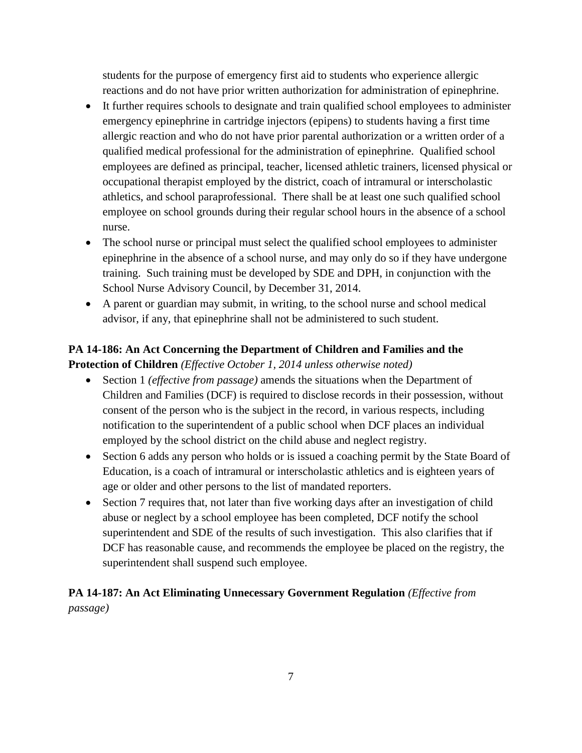students for the purpose of emergency first aid to students who experience allergic reactions and do not have prior written authorization for administration of epinephrine.

- It further requires schools to designate and train qualified school employees to administer emergency epinephrine in cartridge injectors (epipens) to students having a first time allergic reaction and who do not have prior parental authorization or a written order of a qualified medical professional for the administration of epinephrine. Qualified school employees are defined as principal, teacher, licensed athletic trainers, licensed physical or occupational therapist employed by the district, coach of intramural or interscholastic athletics, and school paraprofessional. There shall be at least one such qualified school employee on school grounds during their regular school hours in the absence of a school nurse.
- The school nurse or principal must select the qualified school employees to administer epinephrine in the absence of a school nurse, and may only do so if they have undergone training. Such training must be developed by SDE and DPH, in conjunction with the School Nurse Advisory Council, by December 31, 2014.
- A parent or guardian may submit, in writing, to the school nurse and school medical advisor, if any, that epinephrine shall not be administered to such student.

**PA 14-186: An Act Concerning the Department of Children and Families and the Protection of Children** *(Effective October 1, 2014 unless otherwise noted)*

- Section 1 *(effective from passage)* amends the situations when the Department of Children and Families (DCF) is required to disclose records in their possession, without consent of the person who is the subject in the record, in various respects, including notification to the superintendent of a public school when DCF places an individual employed by the school district on the child abuse and neglect registry.
- Section 6 adds any person who holds or is issued a coaching permit by the State Board of Education, is a coach of intramural or interscholastic athletics and is eighteen years of age or older and other persons to the list of mandated reporters.
- Section 7 requires that, not later than five working days after an investigation of child abuse or neglect by a school employee has been completed, DCF notify the school superintendent and SDE of the results of such investigation. This also clarifies that if DCF has reasonable cause, and recommends the employee be placed on the registry, the superintendent shall suspend such employee.

**PA 14-187: An Act Eliminating Unnecessary Government Regulation** *(Effective from passage)*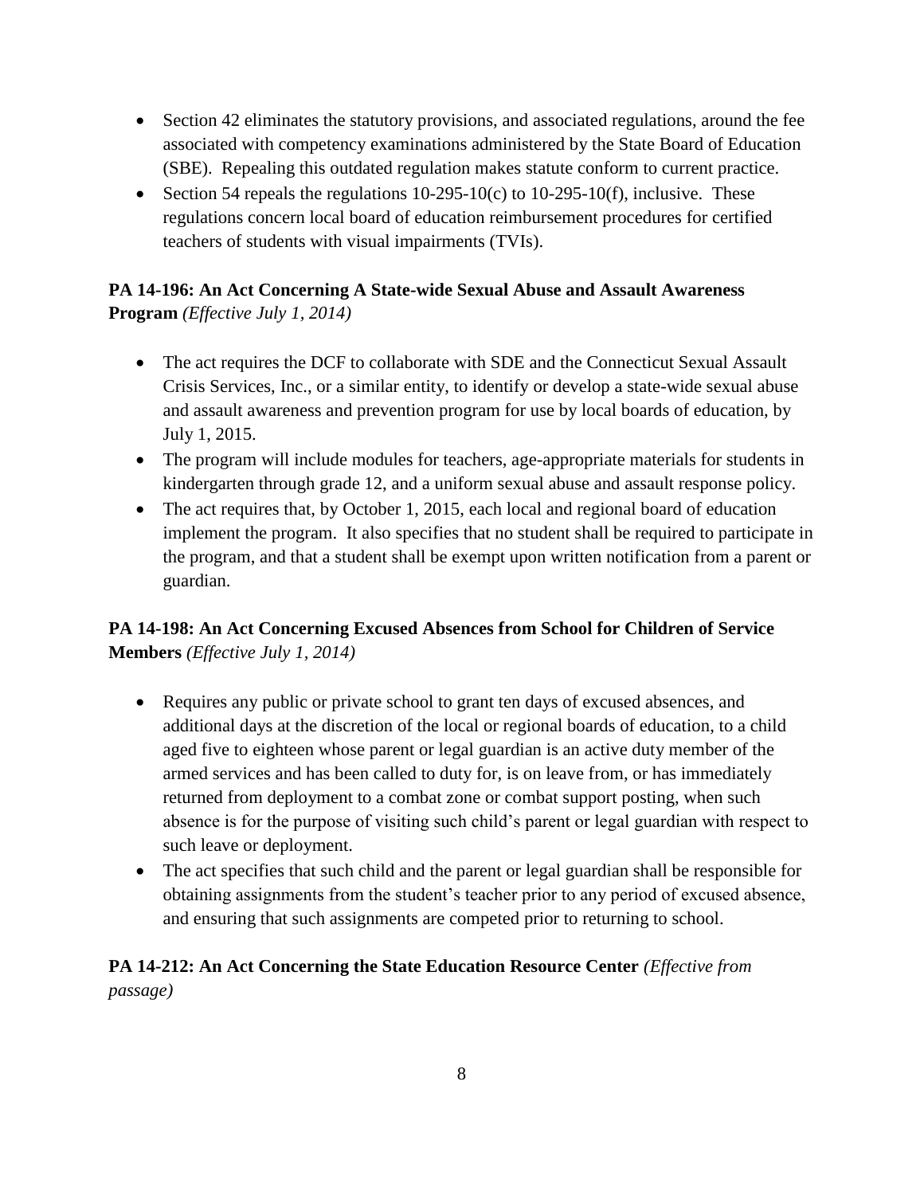- Section 42 eliminates the statutory provisions, and associated regulations, around the fee associated with competency examinations administered by the State Board of Education (SBE). Repealing this outdated regulation makes statute conform to current practice.
- Section 54 repeals the regulations 10-295-10(c) to 10-295-10(f), inclusive. These regulations concern local board of education reimbursement procedures for certified teachers of students with visual impairments (TVIs).

**PA 14-196: An Act Concerning A State-wide Sexual Abuse and Assault Awareness Program** *(Effective July 1, 2014)*

- The act requires the DCF to collaborate with SDE and the Connecticut Sexual Assault Crisis Services, Inc., or a similar entity, to identify or develop a state-wide sexual abuse and assault awareness and prevention program for use by local boards of education, by July 1, 2015.
- The program will include modules for teachers, age-appropriate materials for students in kindergarten through grade 12, and a uniform sexual abuse and assault response policy.
- The act requires that, by October 1, 2015, each local and regional board of education implement the program. It also specifies that no student shall be required to participate in the program, and that a student shall be exempt upon written notification from a parent or guardian.

**PA 14-198: An Act Concerning Excused Absences from School for Children of Service Members** *(Effective July 1, 2014)*

- Requires any public or private school to grant ten days of excused absences, and additional days at the discretion of the local or regional boards of education, to a child aged five to eighteen whose parent or legal guardian is an active duty member of the armed services and has been called to duty for, is on leave from, or has immediately returned from deployment to a combat zone or combat support posting, when such absence is for the purpose of visiting such child's parent or legal guardian with respect to such leave or deployment.
- The act specifies that such child and the parent or legal guardian shall be responsible for obtaining assignments from the student's teacher prior to any period of excused absence, and ensuring that such assignments are competed prior to returning to school.

**PA 14-212: An Act Concerning the State Education Resource Center** *(Effective from passage)*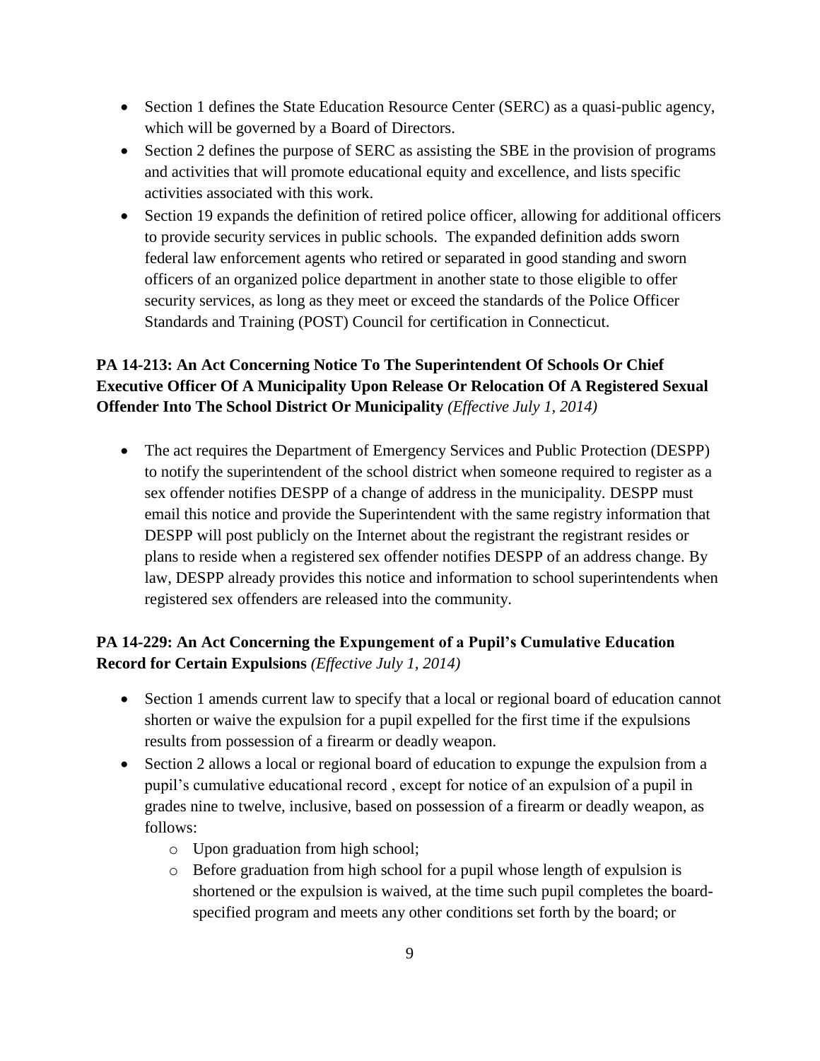- Section 1 defines the State Education Resource Center (SERC) as a quasi-public agency, which will be governed by a Board of Directors.
- Section 2 defines the purpose of SERC as assisting the SBE in the provision of programs and activities that will promote educational equity and excellence, and lists specific activities associated with this work.
- Section 19 expands the definition of retired police officer, allowing for additional officers to provide security services in public schools. The expanded definition adds sworn federal law enforcement agents who retired or separated in good standing and sworn officers of an organized police department in another state to those eligible to offer security services, as long as they meet or exceed the standards of the Police Officer Standards and Training (POST) Council for certification in Connecticut.

**PA 14-213: An Act Concerning Notice To The Superintendent Of Schools Or Chief Executive Officer Of A Municipality Upon Release Or Relocation Of A Registered Sexual Offender Into The School District Or Municipality** *(Effective July 1, 2014)*

- The act requires the Department of Emergency Services and Public Protection (DESPP) to notify the superintendent of the school district when someone required to register as a sex offender notifies DESPP of a change of address in the municipality. DESPP must email this notice and provide the Superintendent with the same registry information that DESPP will post publicly on the Internet about the registrant the registrant resides or plans to reside when a registered sex offender notifies DESPP of an address change. By law, DESPP already provides this notice and information to school superintendents when registered sex offenders are released into the community.

**PA 14-229: An Act Concerning the Expungement of a Pupil's Cumulative Education Record for Certain Expulsions** *(Effective July 1, 2014)*

- Section 1 amends current law to specify that a local or regional board of education cannot shorten or waive the expulsion for a pupil expelled for the first time if the expulsions results from possession of a firearm or deadly weapon.
- Section 2 allows a local or regional board of education to expunge the expulsion from a pupil's cumulative educational record , except for notice of an expulsion of a pupil in grades nine to twelve, inclusive, based on possession of a firearm or deadly weapon, as follows:
  - Upon graduation from high school;
  - Before graduation from high school for a pupil whose length of expulsion is shortened or the expulsion is waived, at the time such pupil completes the board-specified program and meets any other conditions set forth by the board; or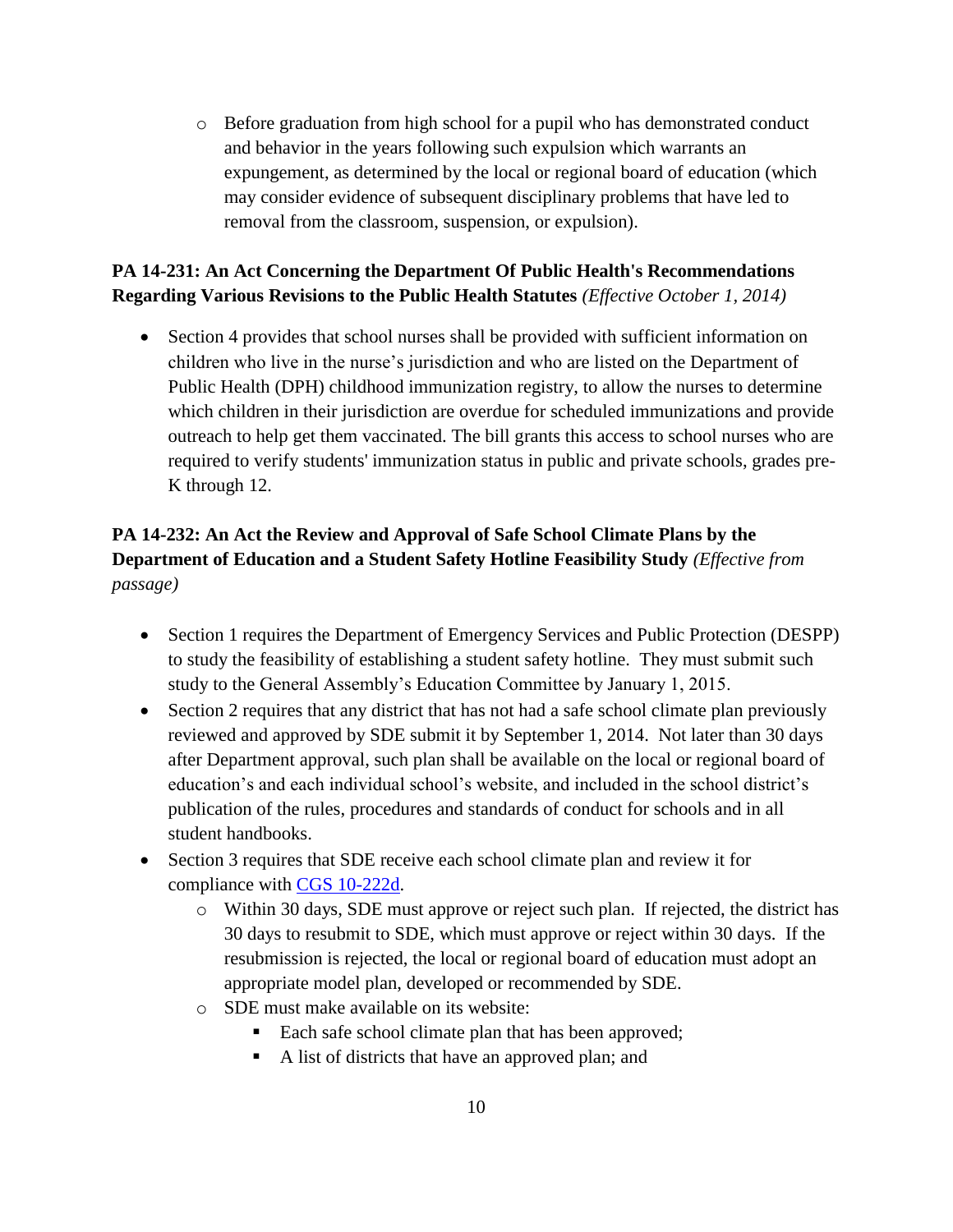- Before graduation from high school for a pupil who has demonstrated conduct and behavior in the years following such expulsion which warrants an expungement, as determined by the local or regional board of education (which may consider evidence of subsequent disciplinary problems that have led to removal from the classroom, suspension, or expulsion).

**PA 14-231: An Act Concerning the Department Of Public Health's Recommendations Regarding Various Revisions to the Public Health Statutes** *(Effective October 1, 2014)*

- Section 4 provides that school nurses shall be provided with sufficient information on children who live in the nurse's jurisdiction and who are listed on the Department of Public Health (DPH) childhood immunization registry, to allow the nurses to determine which children in their jurisdiction are overdue for scheduled immunizations and provide outreach to help get them vaccinated. The bill grants this access to school nurses who are required to verify students' immunization status in public and private schools, grades pre-K through 12.

**PA 14-232: An Act the Review and Approval of Safe School Climate Plans by the Department of Education and a Student Safety Hotline Feasibility Study** *(Effective from passage)*

- Section 1 requires the Department of Emergency Services and Public Protection (DESPP) to study the feasibility of establishing a student safety hotline. They must submit such study to the General Assembly's Education Committee by January 1, 2015.
- Section 2 requires that any district that has not had a safe school climate plan previously reviewed and approved by SDE submit it by September 1, 2014. Not later than 30 days after Department approval, such plan shall be available on the local or regional board of education's and each individual school's website, and included in the school district's publication of the rules, procedures and standards of conduct for schools and in all student handbooks.
- Section 3 requires that SDE receive each school climate plan and review it for compliance with CGS 10-222d.
    - Within 30 days, SDE must approve or reject such plan. If rejected, the district has 30 days to resubmit to SDE, which must approve or reject within 30 days. If the resubmission is rejected, the local or regional board of education must adopt an appropriate model plan, developed or recommended by SDE.
    - SDE must make available on its website:
        - Each safe school climate plan that has been approved;
        - A list of districts that have an approved plan; and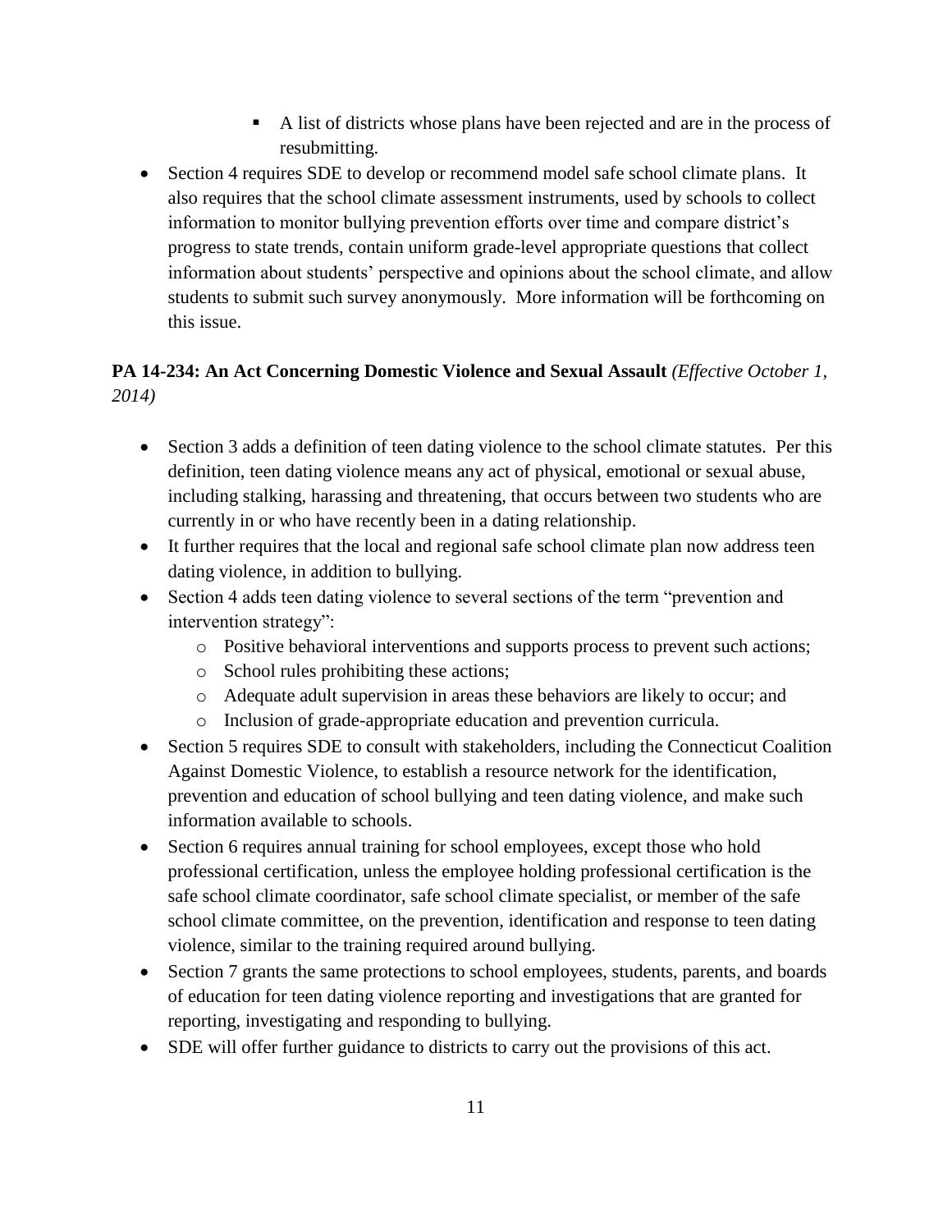- A list of districts whose plans have been rejected and are in the process of resubmitting.
- Section 4 requires SDE to develop or recommend model safe school climate plans. It also requires that the school climate assessment instruments, used by schools to collect information to monitor bullying prevention efforts over time and compare district's progress to state trends, contain uniform grade-level appropriate questions that collect information about students' perspective and opinions about the school climate, and allow students to submit such survey anonymously. More information will be forthcoming on this issue.

**PA 14-234: An Act Concerning Domestic Violence and Sexual Assault** *(Effective October 1, 2014)*

- Section 3 adds a definition of teen dating violence to the school climate statutes. Per this definition, teen dating violence means any act of physical, emotional or sexual abuse, including stalking, harassing and threatening, that occurs between two students who are currently in or who have recently been in a dating relationship.
- It further requires that the local and regional safe school climate plan now address teen dating violence, in addition to bullying.
- Section 4 adds teen dating violence to several sections of the term "prevention and intervention strategy":
    - Positive behavioral interventions and supports process to prevent such actions;
    - School rules prohibiting these actions;
    - Adequate adult supervision in areas these behaviors are likely to occur; and
    - Inclusion of grade-appropriate education and prevention curricula.
- Section 5 requires SDE to consult with stakeholders, including the Connecticut Coalition Against Domestic Violence, to establish a resource network for the identification, prevention and education of school bullying and teen dating violence, and make such information available to schools.
- Section 6 requires annual training for school employees, except those who hold professional certification, unless the employee holding professional certification is the safe school climate coordinator, safe school climate specialist, or member of the safe school climate committee, on the prevention, identification and response to teen dating violence, similar to the training required around bullying.
- Section 7 grants the same protections to school employees, students, parents, and boards of education for teen dating violence reporting and investigations that are granted for reporting, investigating and responding to bullying.
- SDE will offer further guidance to districts to carry out the provisions of this act.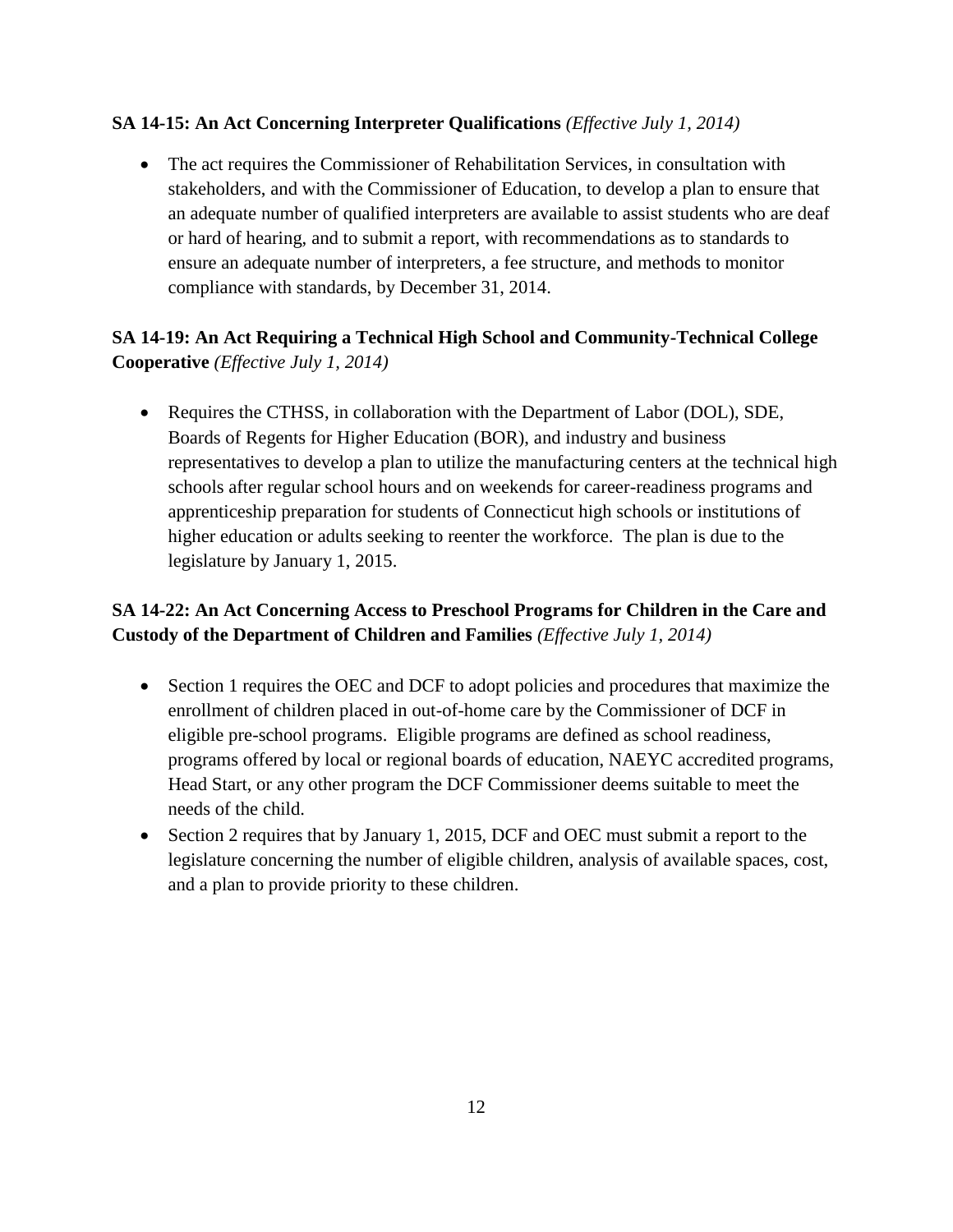**SA 14-15: An Act Concerning Interpreter Qualifications** *(Effective July 1, 2014)*

- The act requires the Commissioner of Rehabilitation Services, in consultation with stakeholders, and with the Commissioner of Education, to develop a plan to ensure that an adequate number of qualified interpreters are available to assist students who are deaf or hard of hearing, and to submit a report, with recommendations as to standards to ensure an adequate number of interpreters, a fee structure, and methods to monitor compliance with standards, by December 31, 2014.

**SA 14-19: An Act Requiring a Technical High School and Community-Technical College Cooperative** *(Effective July 1, 2014)*

- Requires the CTHSS, in collaboration with the Department of Labor (DOL), SDE, Boards of Regents for Higher Education (BOR), and industry and business representatives to develop a plan to utilize the manufacturing centers at the technical high schools after regular school hours and on weekends for career-readiness programs and apprenticeship preparation for students of Connecticut high schools or institutions of higher education or adults seeking to reenter the workforce. The plan is due to the legislature by January 1, 2015.

**SA 14-22: An Act Concerning Access to Preschool Programs for Children in the Care and Custody of the Department of Children and Families** *(Effective July 1, 2014)*

- Section 1 requires the OEC and DCF to adopt policies and procedures that maximize the enrollment of children placed in out-of-home care by the Commissioner of DCF in eligible pre-school programs. Eligible programs are defined as school readiness, programs offered by local or regional boards of education, NAEYC accredited programs, Head Start, or any other program the DCF Commissioner deems suitable to meet the needs of the child.
- Section 2 requires that by January 1, 2015, DCF and OEC must submit a report to the legislature concerning the number of eligible children, analysis of available spaces, cost, and a plan to provide priority to these children.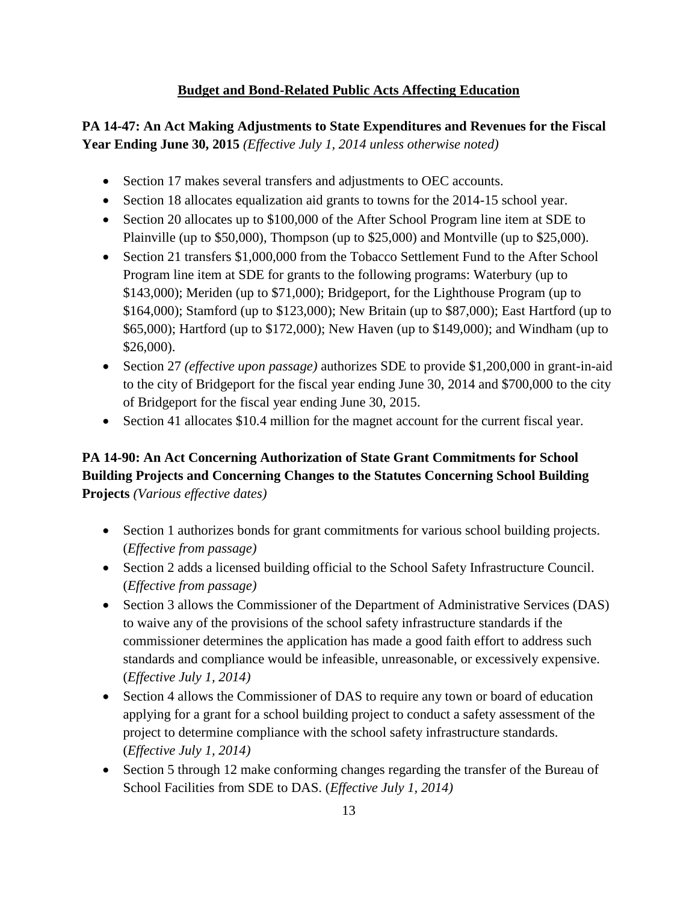## Budget and Bond-Related Public Acts Affecting Education

**PA 14-47: An Act Making Adjustments to State Expenditures and Revenues for the Fiscal Year Ending June 30, 2015** *(Effective July 1, 2014 unless otherwise noted)*

- Section 17 makes several transfers and adjustments to OEC accounts.
- Section 18 allocates equalization aid grants to towns for the 2014-15 school year.
- Section 20 allocates up to $100,000 of the After School Program line item at SDE to Plainville (up to $50,000), Thompson (up to $25,000) and Montville (up to $25,000).
- Section 21 transfers $1,000,000 from the Tobacco Settlement Fund to the After School Program line item at SDE for grants to the following programs: Waterbury (up to $143,000); Meriden (up to $71,000); Bridgeport, for the Lighthouse Program (up to $164,000); Stamford (up to $123,000); New Britain (up to $87,000); East Hartford (up to $65,000); Hartford (up to $172,000); New Haven (up to $149,000); and Windham (up to $26,000).
- Section 27 *(effective upon passage)* authorizes SDE to provide $1,200,000 in grant-in-aid to the city of Bridgeport for the fiscal year ending June 30, 2014 and $700,000 to the city of Bridgeport for the fiscal year ending June 30, 2015.
- Section 41 allocates $10.4 million for the magnet account for the current fiscal year.

**PA 14-90: An Act Concerning Authorization of State Grant Commitments for School Building Projects and Concerning Changes to the Statutes Concerning School Building Projects** *(Various effective dates)*

- Section 1 authorizes bonds for grant commitments for various school building projects. (*Effective from passage)*
- Section 2 adds a licensed building official to the School Safety Infrastructure Council. (*Effective from passage)*
- Section 3 allows the Commissioner of the Department of Administrative Services (DAS) to waive any of the provisions of the school safety infrastructure standards if the commissioner determines the application has made a good faith effort to address such standards and compliance would be infeasible, unreasonable, or excessively expensive. (*Effective July 1, 2014)*
- Section 4 allows the Commissioner of DAS to require any town or board of education applying for a grant for a school building project to conduct a safety assessment of the project to determine compliance with the school safety infrastructure standards. (*Effective July 1, 2014)*
- Section 5 through 12 make conforming changes regarding the transfer of the Bureau of School Facilities from SDE to DAS. (*Effective July 1, 2014)*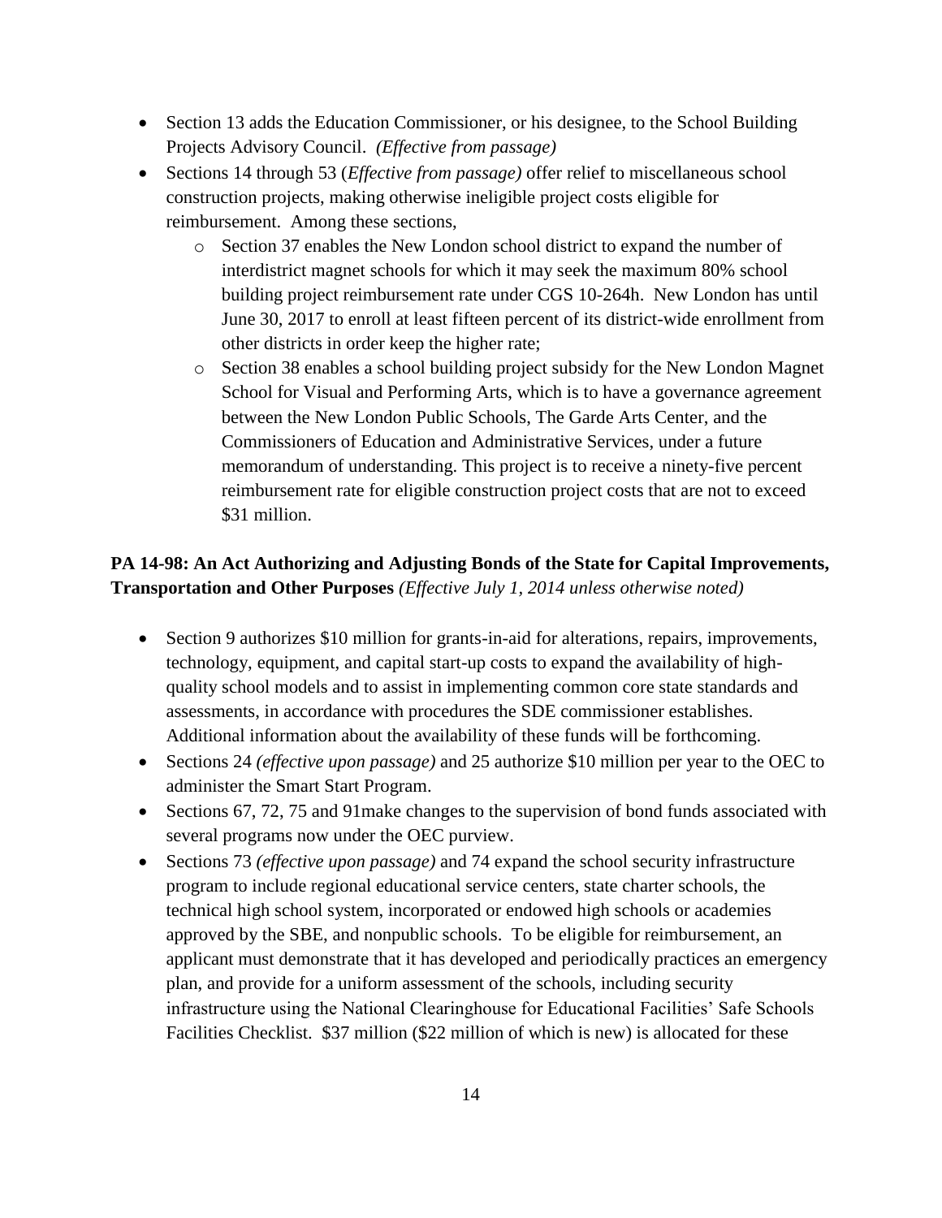- Section 13 adds the Education Commissioner, or his designee, to the School Building Projects Advisory Council. *(Effective from passage)*
- Sections 14 through 53 (*Effective from passage)* offer relief to miscellaneous school construction projects, making otherwise ineligible project costs eligible for reimbursement. Among these sections,
    - Section 37 enables the New London school district to expand the number of interdistrict magnet schools for which it may seek the maximum 80% school building project reimbursement rate under CGS 10-264h. New London has until June 30, 2017 to enroll at least fifteen percent of its district-wide enrollment from other districts in order keep the higher rate;
    - Section 38 enables a school building project subsidy for the New London Magnet School for Visual and Performing Arts, which is to have a governance agreement between the New London Public Schools, The Garde Arts Center, and the Commissioners of Education and Administrative Services, under a future memorandum of understanding. This project is to receive a ninety-five percent reimbursement rate for eligible construction project costs that are not to exceed $31 million.

**PA 14-98: An Act Authorizing and Adjusting Bonds of the State for Capital Improvements, Transportation and Other Purposes** *(Effective July 1, 2014 unless otherwise noted)*

- Section 9 authorizes $10 million for grants-in-aid for alterations, repairs, improvements, technology, equipment, and capital start-up costs to expand the availability of high-quality school models and to assist in implementing common core state standards and assessments, in accordance with procedures the SDE commissioner establishes. Additional information about the availability of these funds will be forthcoming.
- Sections 24 *(effective upon passage)* and 25 authorize $10 million per year to the OEC to administer the Smart Start Program.
- Sections 67, 72, 75 and 91make changes to the supervision of bond funds associated with several programs now under the OEC purview.
- Sections 73 *(effective upon passage)* and 74 expand the school security infrastructure program to include regional educational service centers, state charter schools, the technical high school system, incorporated or endowed high schools or academies approved by the SBE, and nonpublic schools. To be eligible for reimbursement, an applicant must demonstrate that it has developed and periodically practices an emergency plan, and provide for a uniform assessment of the schools, including security infrastructure using the National Clearinghouse for Educational Facilities' Safe Schools Facilities Checklist. $37 million ($22 million of which is new) is allocated for these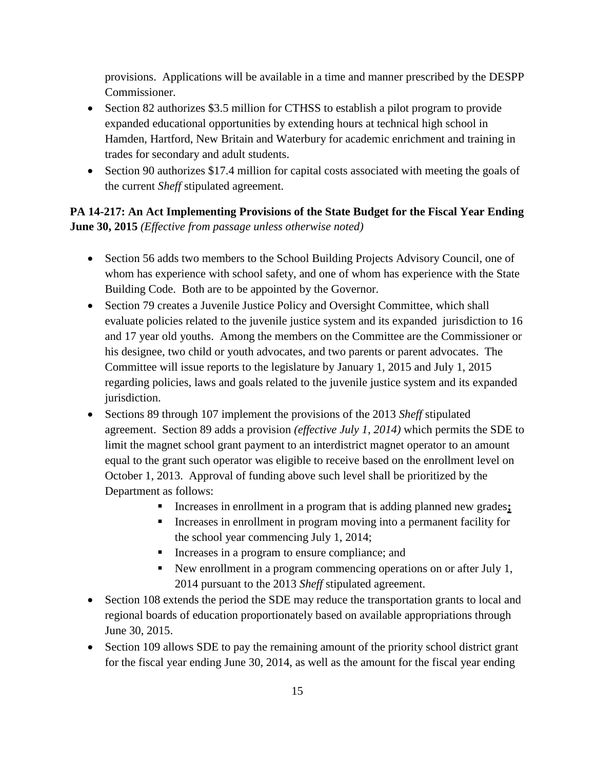provisions. Applications will be available in a time and manner prescribed by the DESPP Commissioner.

- Section 82 authorizes $3.5 million for CTHSS to establish a pilot program to provide expanded educational opportunities by extending hours at technical high school in Hamden, Hartford, New Britain and Waterbury for academic enrichment and training in trades for secondary and adult students.
- Section 90 authorizes $17.4 million for capital costs associated with meeting the goals of the current *Sheff* stipulated agreement.

**PA 14-217: An Act Implementing Provisions of the State Budget for the Fiscal Year Ending June 30, 2015** *(Effective from passage unless otherwise noted)*

- Section 56 adds two members to the School Building Projects Advisory Council, one of whom has experience with school safety, and one of whom has experience with the State Building Code. Both are to be appointed by the Governor.
- Section 79 creates a Juvenile Justice Policy and Oversight Committee, which shall evaluate policies related to the juvenile justice system and its expanded jurisdiction to 16 and 17 year old youths. Among the members on the Committee are the Commissioner or his designee, two child or youth advocates, and two parents or parent advocates. The Committee will issue reports to the legislature by January 1, 2015 and July 1, 2015 regarding policies, laws and goals related to the juvenile justice system and its expanded jurisdiction.
- Sections 89 through 107 implement the provisions of the 2013 *Sheff* stipulated agreement. Section 89 adds a provision *(effective July 1, 2014)* which permits the SDE to limit the magnet school grant payment to an interdistrict magnet operator to an amount equal to the grant such operator was eligible to receive based on the enrollment level on October 1, 2013. Approval of funding above such level shall be prioritized by the Department as follows:
  - Increases in enrollment in a program that is adding planned new grades**;**
  - Increases in enrollment in program moving into a permanent facility for the school year commencing July 1, 2014;
  - Increases in a program to ensure compliance; and
  - New enrollment in a program commencing operations on or after July 1, 2014 pursuant to the 2013 *Sheff* stipulated agreement.
- Section 108 extends the period the SDE may reduce the transportation grants to local and regional boards of education proportionately based on available appropriations through June 30, 2015.
- Section 109 allows SDE to pay the remaining amount of the priority school district grant for the fiscal year ending June 30, 2014, as well as the amount for the fiscal year ending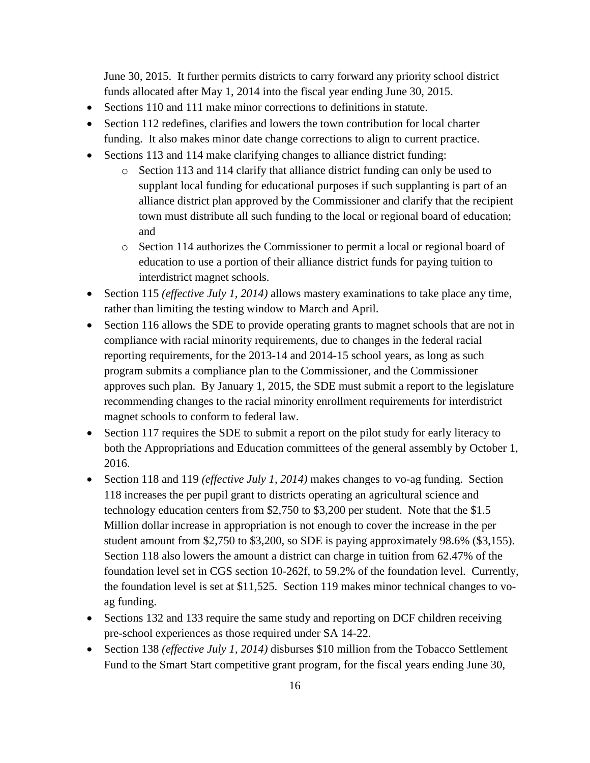June 30, 2015. It further permits districts to carry forward any priority school district funds allocated after May 1, 2014 into the fiscal year ending June 30, 2015.

- Sections 110 and 111 make minor corrections to definitions in statute.
- Section 112 redefines, clarifies and lowers the town contribution for local charter funding. It also makes minor date change corrections to align to current practice.
- Sections 113 and 114 make clarifying changes to alliance district funding:
  - Section 113 and 114 clarify that alliance district funding can only be used to supplant local funding for educational purposes if such supplanting is part of an alliance district plan approved by the Commissioner and clarify that the recipient town must distribute all such funding to the local or regional board of education; and
  - Section 114 authorizes the Commissioner to permit a local or regional board of education to use a portion of their alliance district funds for paying tuition to interdistrict magnet schools.
- Section 115 *(effective July 1, 2014)* allows mastery examinations to take place any time, rather than limiting the testing window to March and April.
- Section 116 allows the SDE to provide operating grants to magnet schools that are not in compliance with racial minority requirements, due to changes in the federal racial reporting requirements, for the 2013-14 and 2014-15 school years, as long as such program submits a compliance plan to the Commissioner, and the Commissioner approves such plan. By January 1, 2015, the SDE must submit a report to the legislature recommending changes to the racial minority enrollment requirements for interdistrict magnet schools to conform to federal law.
- Section 117 requires the SDE to submit a report on the pilot study for early literacy to both the Appropriations and Education committees of the general assembly by October 1, 2016.
- Section 118 and 119 *(effective July 1, 2014)* makes changes to vo-ag funding. Section 118 increases the per pupil grant to districts operating an agricultural science and technology education centers from $2,750 to $3,200 per student. Note that the $1.5 Million dollar increase in appropriation is not enough to cover the increase in the per student amount from $2,750 to $3,200, so SDE is paying approximately 98.6% ($3,155). Section 118 also lowers the amount a district can charge in tuition from 62.47% of the foundation level set in CGS section 10-262f, to 59.2% of the foundation level. Currently, the foundation level is set at $11,525. Section 119 makes minor technical changes to vo-ag funding.
- Sections 132 and 133 require the same study and reporting on DCF children receiving pre-school experiences as those required under SA 14-22.
- Section 138 *(effective July 1, 2014)* disburses $10 million from the Tobacco Settlement Fund to the Smart Start competitive grant program, for the fiscal years ending June 30,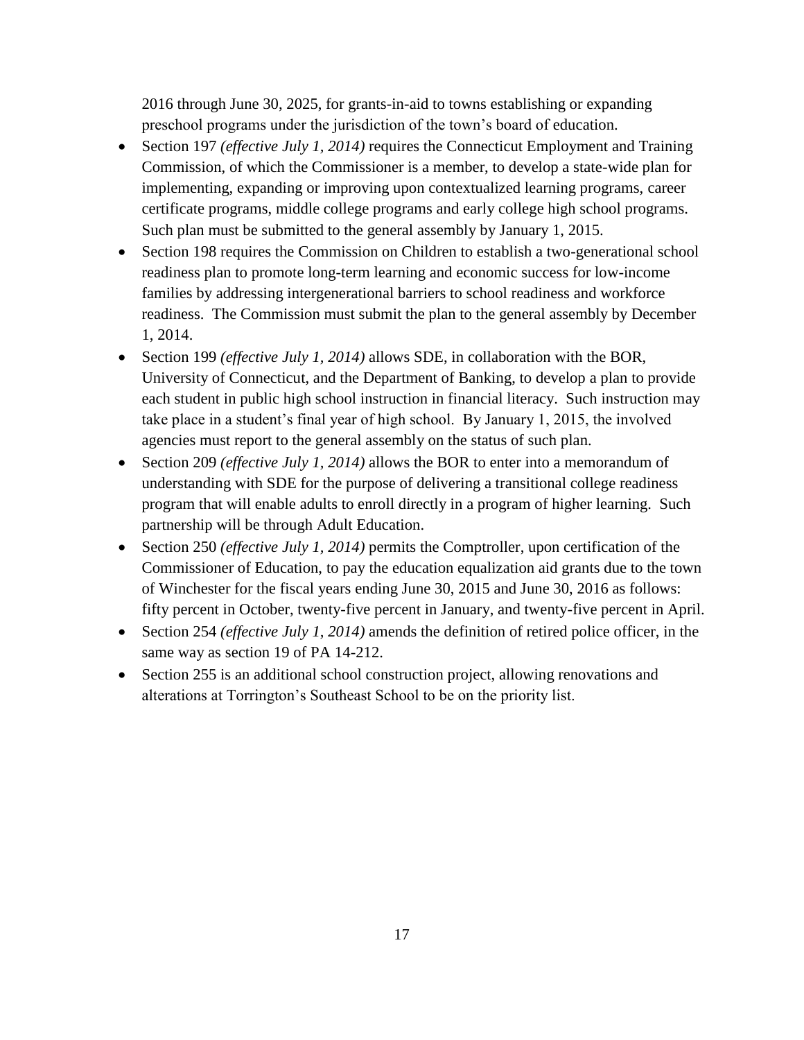2016 through June 30, 2025, for grants-in-aid to towns establishing or expanding preschool programs under the jurisdiction of the town's board of education.

- Section 197 *(effective July 1, 2014)* requires the Connecticut Employment and Training Commission, of which the Commissioner is a member, to develop a state-wide plan for implementing, expanding or improving upon contextualized learning programs, career certificate programs, middle college programs and early college high school programs. Such plan must be submitted to the general assembly by January 1, 2015.
- Section 198 requires the Commission on Children to establish a two-generational school readiness plan to promote long-term learning and economic success for low-income families by addressing intergenerational barriers to school readiness and workforce readiness. The Commission must submit the plan to the general assembly by December 1, 2014.
- Section 199 *(effective July 1, 2014)* allows SDE, in collaboration with the BOR, University of Connecticut, and the Department of Banking, to develop a plan to provide each student in public high school instruction in financial literacy. Such instruction may take place in a student's final year of high school. By January 1, 2015, the involved agencies must report to the general assembly on the status of such plan.
- Section 209 *(effective July 1, 2014)* allows the BOR to enter into a memorandum of understanding with SDE for the purpose of delivering a transitional college readiness program that will enable adults to enroll directly in a program of higher learning. Such partnership will be through Adult Education.
- Section 250 *(effective July 1, 2014)* permits the Comptroller, upon certification of the Commissioner of Education, to pay the education equalization aid grants due to the town of Winchester for the fiscal years ending June 30, 2015 and June 30, 2016 as follows: fifty percent in October, twenty-five percent in January, and twenty-five percent in April.
- Section 254 *(effective July 1, 2014)* amends the definition of retired police officer, in the same way as section 19 of PA 14-212.
- Section 255 is an additional school construction project, allowing renovations and alterations at Torrington's Southeast School to be on the priority list.